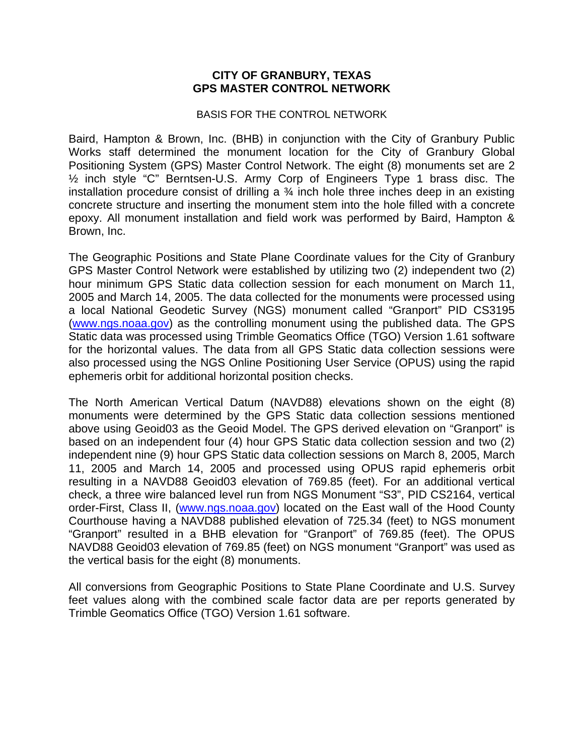# CITY OF GRANBURY, TEXAS
# GPS MASTER CONTROL NETWORK

BASIS FOR THE CONTROL NETWORK

Baird, Hampton & Brown, Inc. (BHB) in conjunction with the City of Granbury Public Works staff determined the monument location for the City of Granbury Global Positioning System (GPS) Master Control Network. The eight (8) monuments set are 2 ½ inch style "C" Berntsen-U.S. Army Corp of Engineers Type 1 brass disc. The installation procedure consist of drilling a ¾ inch hole three inches deep in an existing concrete structure and inserting the monument stem into the hole filled with a concrete epoxy. All monument installation and field work was performed by Baird, Hampton & Brown, Inc.

The Geographic Positions and State Plane Coordinate values for the City of Granbury GPS Master Control Network were established by utilizing two (2) independent two (2) hour minimum GPS Static data collection session for each monument on March 11, 2005 and March 14, 2005. The data collected for the monuments were processed using a local National Geodetic Survey (NGS) monument called "Granport" PID CS3195 (www.ngs.noaa.gov) as the controlling monument using the published data. The GPS Static data was processed using Trimble Geomatics Office (TGO) Version 1.61 software for the horizontal values. The data from all GPS Static data collection sessions were also processed using the NGS Online Positioning User Service (OPUS) using the rapid ephemeris orbit for additional horizontal position checks.

The North American Vertical Datum (NAVD88) elevations shown on the eight (8) monuments were determined by the GPS Static data collection sessions mentioned above using Geoid03 as the Geoid Model. The GPS derived elevation on "Granport" is based on an independent four (4) hour GPS Static data collection session and two (2) independent nine (9) hour GPS Static data collection sessions on March 8, 2005, March 11, 2005 and March 14, 2005 and processed using OPUS rapid ephemeris orbit resulting in a NAVD88 Geoid03 elevation of 769.85 (feet). For an additional vertical check, a three wire balanced level run from NGS Monument "S3", PID CS2164, vertical order-First, Class II, (www.ngs.noaa.gov) located on the East wall of the Hood County Courthouse having a NAVD88 published elevation of 725.34 (feet) to NGS monument "Granport" resulted in a BHB elevation for "Granport" of 769.85 (feet). The OPUS NAVD88 Geoid03 elevation of 769.85 (feet) on NGS monument "Granport" was used as the vertical basis for the eight (8) monuments.

All conversions from Geographic Positions to State Plane Coordinate and U.S. Survey feet values along with the combined scale factor data are per reports generated by Trimble Geomatics Office (TGO) Version 1.61 software.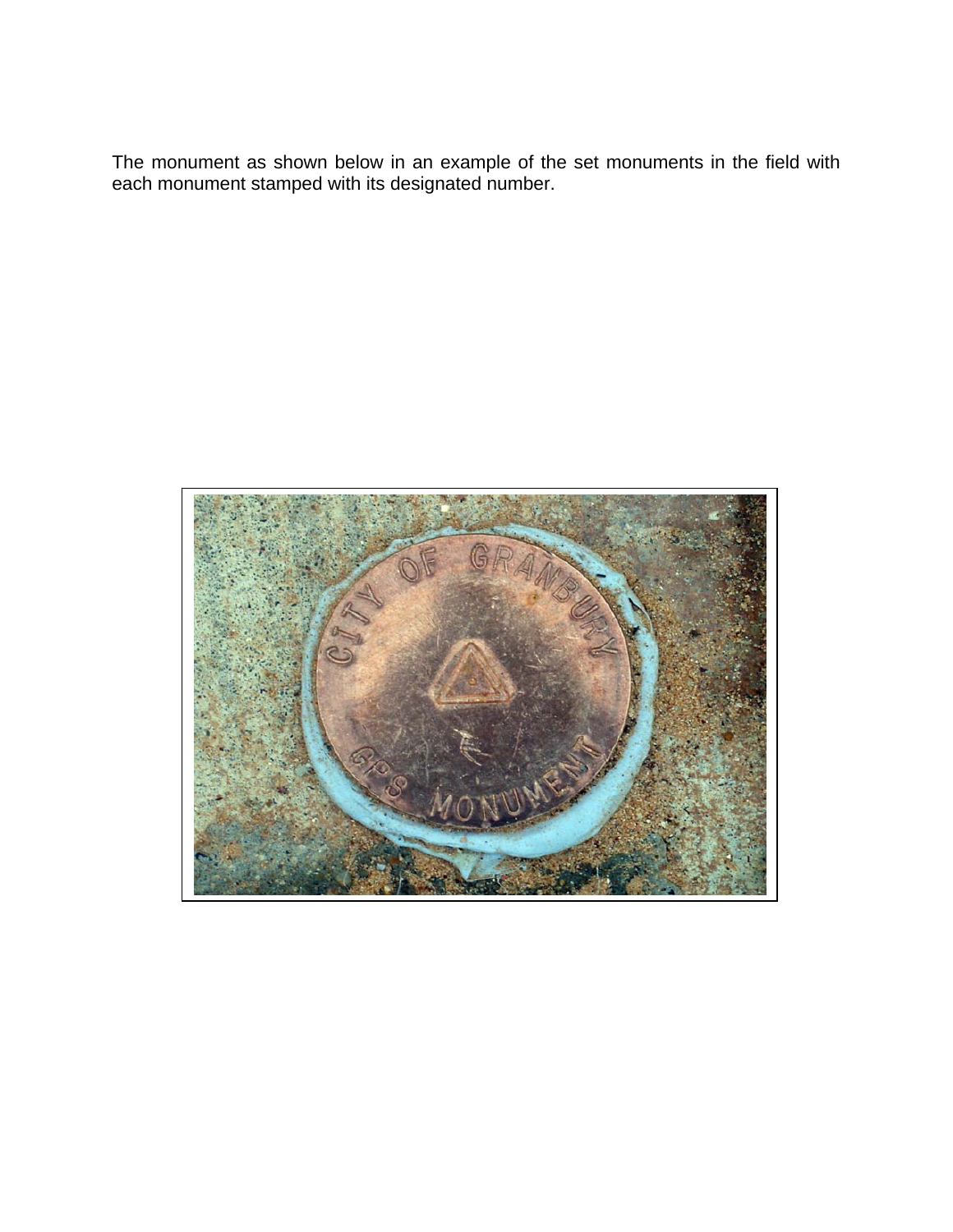The monument as shown below in an example of the set monuments in the field with each monument stamped with its designated number.